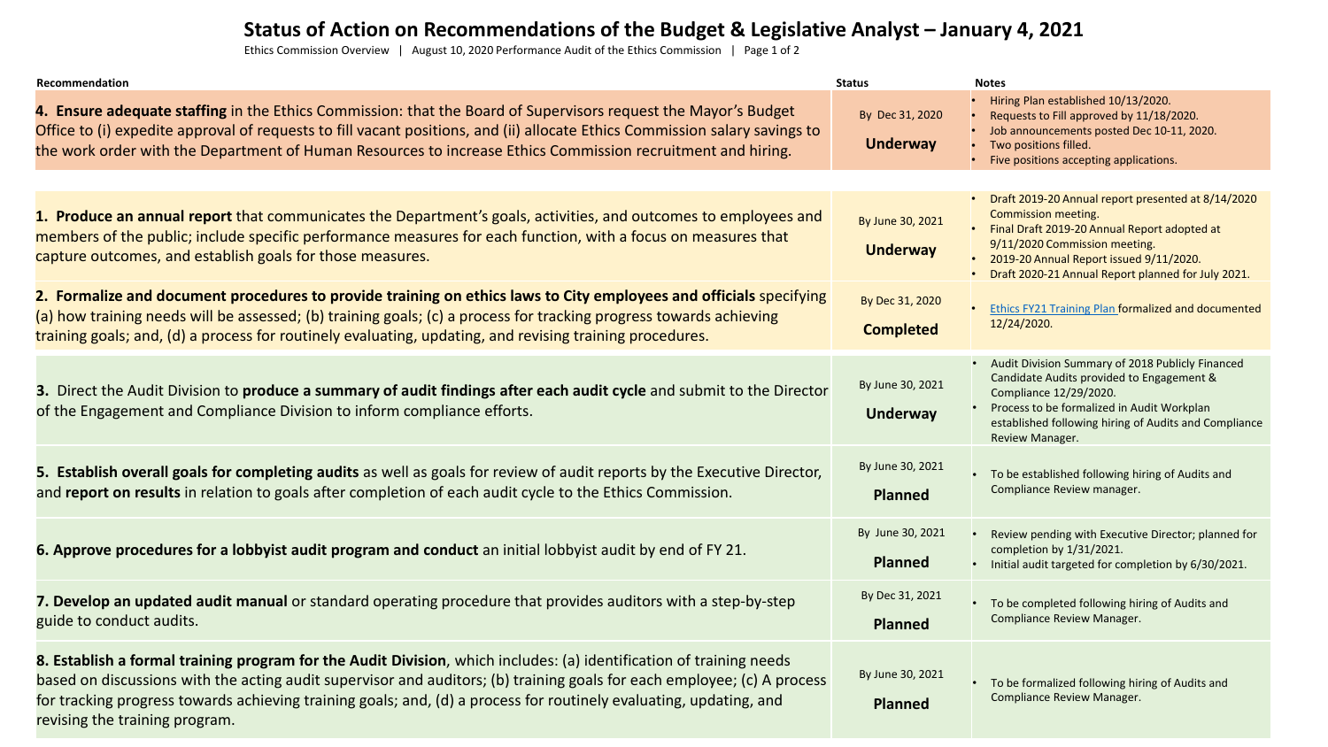# Status of Action on Recommendations of the Budget & Legislative Analyst – January 4, 2021

Ethics Commission Overview | August 10, 2020 Performance Audit of the Ethics Commission

| Recommendation | Status | Notes |
|---|---|---|
| **4. Ensure adequate staffing** in the Ethics Commission: that the Board of Supervisors request the Mayor's Budget Office to (i) expedite approval of requests to fill vacant positions, and (ii) allocate Ethics Commission salary savings to the work order with the Department of Human Resources to increase Ethics Commission recruitment and hiring. | By Dec 31, 2020 **Underway** | • Hiring Plan established 10/13/2020.<br>• Requests to Fill approved by 11/18/2020.<br>• Job announcements posted Dec 10-11, 2020.<br>• Two positions filled.<br>• Five positions accepting applications. |
| **1. Produce an annual report** that communicates the Department's goals, activities, and outcomes to employees and members of the public; include specific performance measures for each function, with a focus on measures that capture outcomes, and establish goals for those measures. | By June 30, 2021 **Underway** | • Draft 2019-20 Annual report presented at 8/14/2020 Commission meeting.<br>• Final Draft 2019-20 Annual Report adopted at 9/11/2020 Commission meeting.<br>• 2019-20 Annual Report issued 9/11/2020.<br>• Draft 2020-21 Annual Report planned for July 2021. |
| **2. Formalize and document procedures to provide training on ethics laws to City employees and officials** specifying (a) how training needs will be assessed; (b) training goals; (c) a process for tracking progress towards achieving training goals; and, (d) a process for routinely evaluating, updating, and revising training procedures. | By Dec 31, 2020 **Completed** | • Ethics FY21 Training Plan formalized and documented 12/24/2020. |
| **3.** Direct the Audit Division to **produce a summary of audit findings after each audit cycle** and submit to the Director of the Engagement and Compliance Division to inform compliance efforts. | By June 30, 2021 **Underway** | • Audit Division Summary of 2018 Publicly Financed Candidate Audits provided to Engagement & Compliance 12/29/2020.<br>• Process to be formalized in Audit Workplan established following hiring of Audits and Compliance Review Manager. |
| **5. Establish overall goals for completing audits** as well as goals for review of audit reports by the Executive Director, and **report on results** in relation to goals after completion of each audit cycle to the Ethics Commission. | By June 30, 2021 **Planned** | • To be established following hiring of Audits and Compliance Review manager. |
| **6. Approve procedures for a lobbyist audit program and conduct** an initial lobbyist audit by end of FY 21. | By June 30, 2021 **Planned** | • Review pending with Executive Director; planned for completion by 1/31/2021.<br>• Initial audit targeted for completion by 6/30/2021. |
| **7. Develop an updated audit manual** or standard operating procedure that provides auditors with a step-by-step guide to conduct audits. | By Dec 31, 2021 **Planned** | • To be completed following hiring of Audits and Compliance Review Manager. |
| **8. Establish a formal training program for the Audit Division**, which includes: (a) identification of training needs based on discussions with the acting audit supervisor and auditors; (b) training goals for each employee; (c) A process for tracking progress towards achieving training goals; and, (d) a process for routinely evaluating, updating, and revising the training program. | By June 30, 2021 **Planned** | • To be formalized following hiring of Audits and Compliance Review Manager. |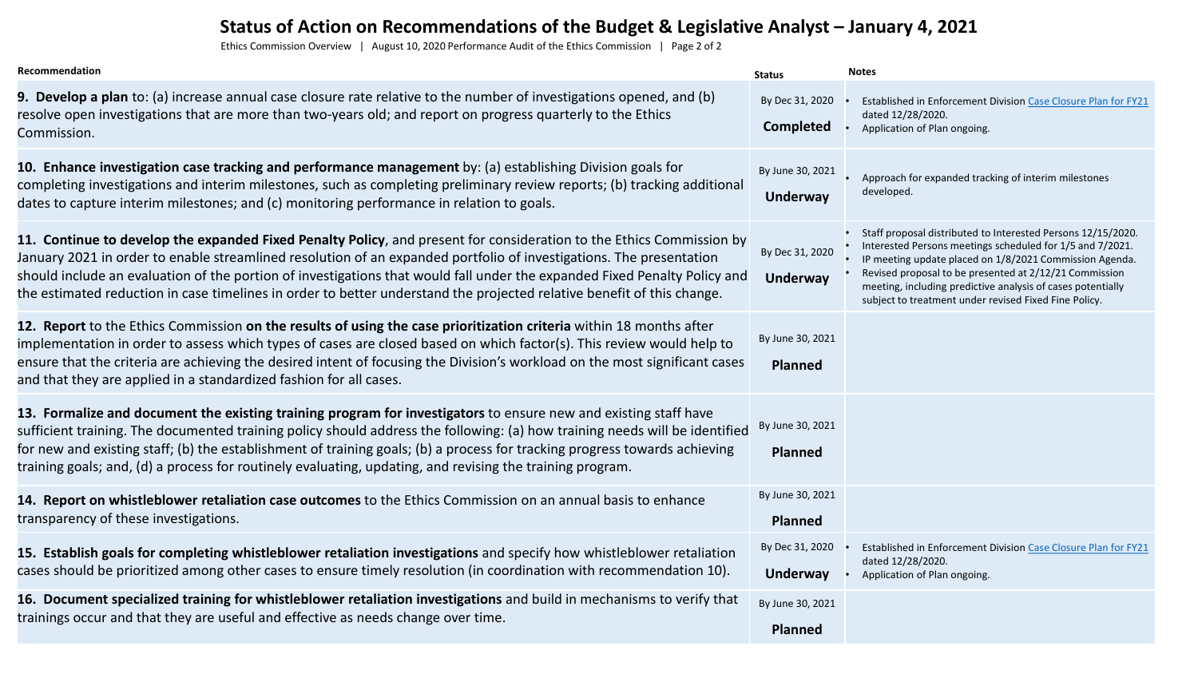# Status of Action on Recommendations of the Budget & Legislative Analyst – January 4, 2021

Ethics Commission Overview | August 10, 2020 Performance Audit of the Ethics Commission

| Recommendation | Status | Notes |
| --- | --- | --- |
| **9. Develop a plan** to: (a) increase annual case closure rate relative to the number of investigations opened, and (b) resolve open investigations that are more than two-years old; and report on progress quarterly to the Ethics Commission. | By Dec 31, 2020 **Completed** | • Established in Enforcement Division Case Closure Plan for FY21 dated 12/28/2020. • Application of Plan ongoing. |
| **10. Enhance investigation case tracking and performance management** by: (a) establishing Division goals for completing investigations and interim milestones, such as completing preliminary review reports; (b) tracking additional dates to capture interim milestones; and (c) monitoring performance in relation to goals. | By June 30, 2021 **Underway** | • Approach for expanded tracking of interim milestones developed. |
| **11. Continue to develop the expanded Fixed Penalty Policy**, and present for consideration to the Ethics Commission by January 2021 in order to enable streamlined resolution of an expanded portfolio of investigations. The presentation should include an evaluation of the portion of investigations that would fall under the expanded Fixed Penalty Policy and the estimated reduction in case timelines in order to better understand the projected relative benefit of this change. | By Dec 31, 2020 **Underway** | • Staff proposal distributed to Interested Persons 12/15/2020. • Interested Persons meetings scheduled for 1/5 and 7/2021. • IP meeting update placed on 1/8/2021 Commission Agenda. • Revised proposal to be presented at 2/12/21 Commission meeting, including predictive analysis of cases potentially subject to treatment under revised Fixed Fine Policy. |
| **12. Report** to the Ethics Commission **on the results of using the case prioritization criteria** within 18 months after implementation in order to assess which types of cases are closed based on which factor(s). This review would help to ensure that the criteria are achieving the desired intent of focusing the Division's workload on the most significant cases and that they are applied in a standardized fashion for all cases. | By June 30, 2021 **Planned** | |
| **13. Formalize and document the existing training program for investigators** to ensure new and existing staff have sufficient training. The documented training policy should address the following: (a) how training needs will be identified for new and existing staff; (b) the establishment of training goals; (b) a process for tracking progress towards achieving training goals; and, (d) a process for routinely evaluating, updating, and revising the training program. | By June 30, 2021 **Planned** | |
| **14. Report on whistleblower retaliation case outcomes** to the Ethics Commission on an annual basis to enhance transparency of these investigations. | By June 30, 2021 **Planned** | |
| **15. Establish goals for completing whistleblower retaliation investigations** and specify how whistleblower retaliation cases should be prioritized among other cases to ensure timely resolution (in coordination with recommendation 10). | By Dec 31, 2020 **Underway** | • Established in Enforcement Division Case Closure Plan for FY21 dated 12/28/2020. • Application of Plan ongoing. |
| **16. Document specialized training for whistleblower retaliation investigations** and build in mechanisms to verify that trainings occur and that they are useful and effective as needs change over time. | By June 30, 2021 **Planned** | |